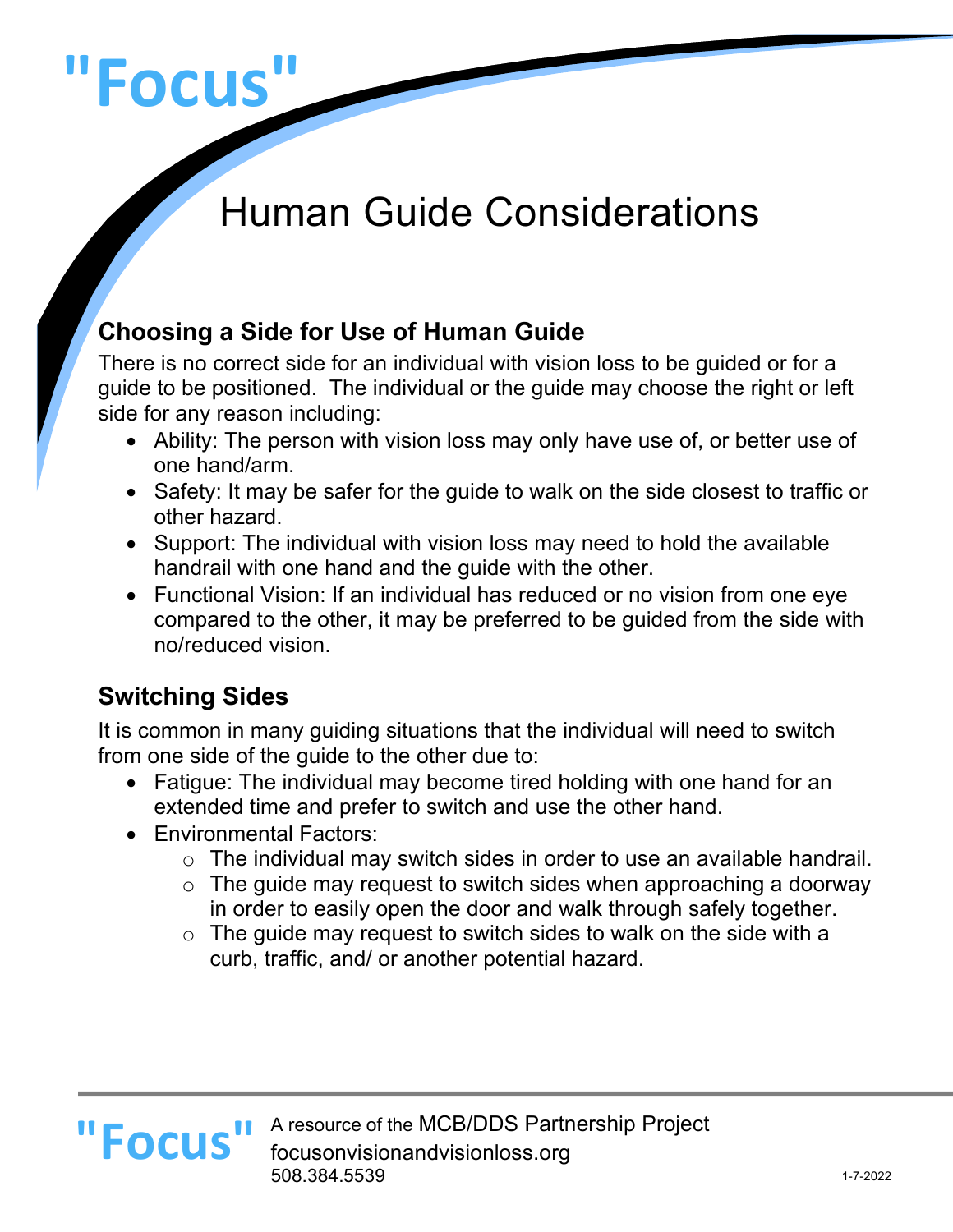# "Focus"

# Human Guide Considerations

## Choosing a Side for Use of Human Guide

There is no correct side for an individual with vision loss to be guided or for a guide to be positioned. The individual or the guide may choose the right or left side for any reason including:

- Ability: The person with vision loss may only have use of, or better use of one hand/arm.
- Safety: It may be safer for the guide to walk on the side closest to traffic or other hazard.
- Support: The individual with vision loss may need to hold the available handrail with one hand and the guide with the other.
- Functional Vision: If an individual has reduced or no vision from one eye compared to the other, it may be preferred to be guided from the side with no/reduced vision.

## Switching Sides

It is common in many guiding situations that the individual will need to switch from one side of the guide to the other due to:

- Fatigue: The individual may become tired holding with one hand for an extended time and prefer to switch and use the other hand.
- Environmental Factors:
  - The individual may switch sides in order to use an available handrail.
  - The guide may request to switch sides when approaching a doorway in order to easily open the door and walk through safely together.
  - The guide may request to switch sides to walk on the side with a curb, traffic, and/ or another potential hazard.

"Focus" A resource of the MCB/DDS Partnership Project
focusonvisionandvisionloss.org
508.384.5539

1-7-2022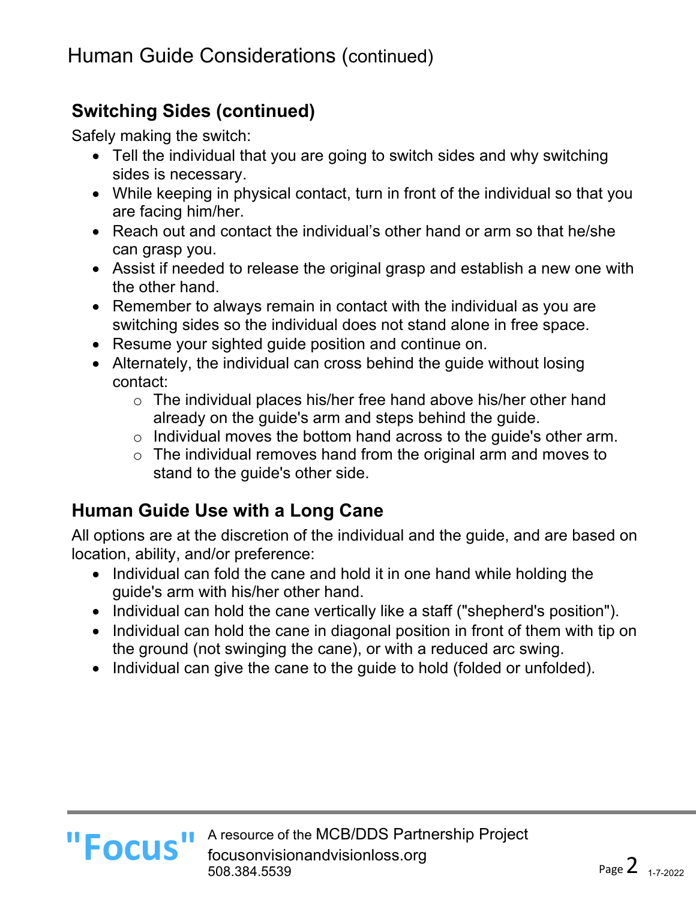# Human Guide Considerations (continued)

## Switching Sides (continued)

Safely making the switch:

- Tell the individual that you are going to switch sides and why switching sides is necessary.
- While keeping in physical contact, turn in front of the individual so that you are facing him/her.
- Reach out and contact the individual's other hand or arm so that he/she can grasp you.
- Assist if needed to release the original grasp and establish a new one with the other hand.
- Remember to always remain in contact with the individual as you are switching sides so the individual does not stand alone in free space.
- Resume your sighted guide position and continue on.
- Alternately, the individual can cross behind the guide without losing contact:
  - The individual places his/her free hand above his/her other hand already on the guide's arm and steps behind the guide.
  - Individual moves the bottom hand across to the guide's other arm.
  - The individual removes hand from the original arm and moves to stand to the guide's other side.

## Human Guide Use with a Long Cane

All options are at the discretion of the individual and the guide, and are based on location, ability, and/or preference:

- Individual can fold the cane and hold it in one hand while holding the guide's arm with his/her other hand.
- Individual can hold the cane vertically like a staff ("shepherd's position").
- Individual can hold the cane in diagonal position in front of them with tip on the ground (not swinging the cane), or with a reduced arc swing.
- Individual can give the cane to the guide to hold (folded or unfolded).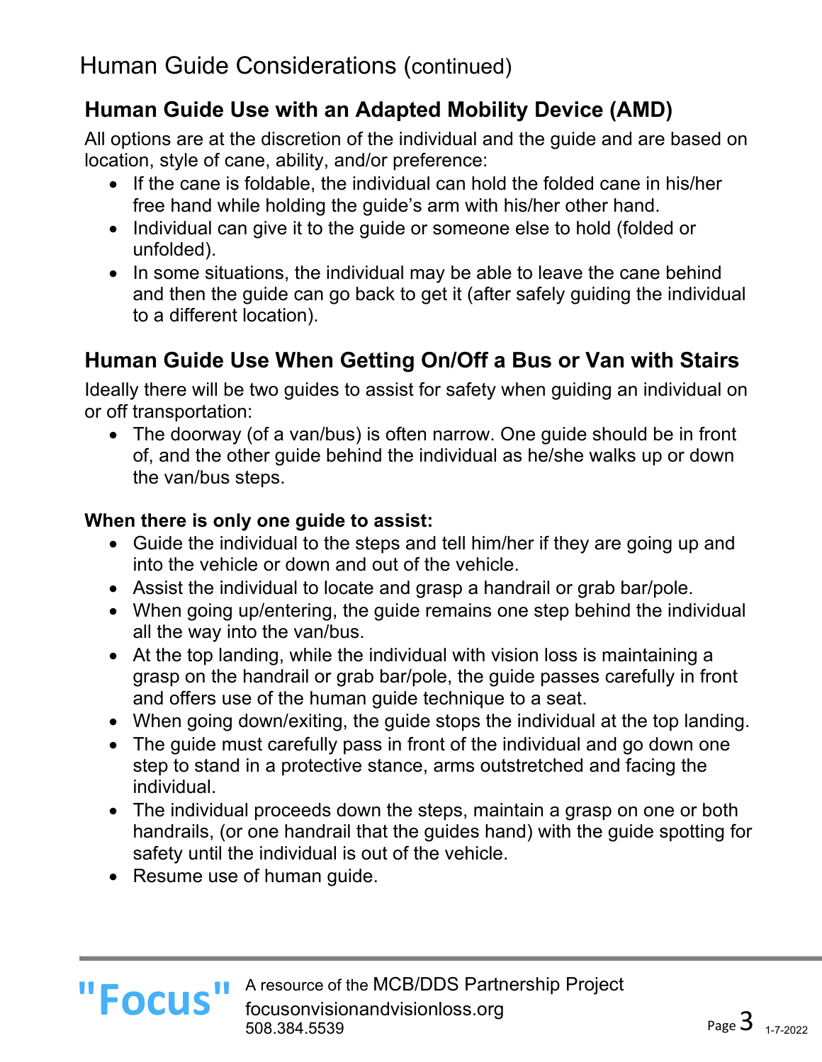# Human Guide Considerations (continued)

## Human Guide Use with an Adapted Mobility Device (AMD)

All options are at the discretion of the individual and the guide and are based on location, style of cane, ability, and/or preference:

- If the cane is foldable, the individual can hold the folded cane in his/her free hand while holding the guide's arm with his/her other hand.
- Individual can give it to the guide or someone else to hold (folded or unfolded).
- In some situations, the individual may be able to leave the cane behind and then the guide can go back to get it (after safely guiding the individual to a different location).

## Human Guide Use When Getting On/Off a Bus or Van with Stairs

Ideally there will be two guides to assist for safety when guiding an individual on or off transportation:

- The doorway (of a van/bus) is often narrow. One guide should be in front of, and the other guide behind the individual as he/she walks up or down the van/bus steps.

**When there is only one guide to assist:**

- Guide the individual to the steps and tell him/her if they are going up and into the vehicle or down and out of the vehicle.
- Assist the individual to locate and grasp a handrail or grab bar/pole.
- When going up/entering, the guide remains one step behind the individual all the way into the van/bus.
- At the top landing, while the individual with vision loss is maintaining a grasp on the handrail or grab bar/pole, the guide passes carefully in front and offers use of the human guide technique to a seat.
- When going down/exiting, the guide stops the individual at the top landing.
- The guide must carefully pass in front of the individual and go down one step to stand in a protective stance, arms outstretched and facing the individual.
- The individual proceeds down the steps, maintain a grasp on one or both handrails, (or one handrail that the guides hand) with the guide spotting for safety until the individual is out of the vehicle.
- Resume use of human guide.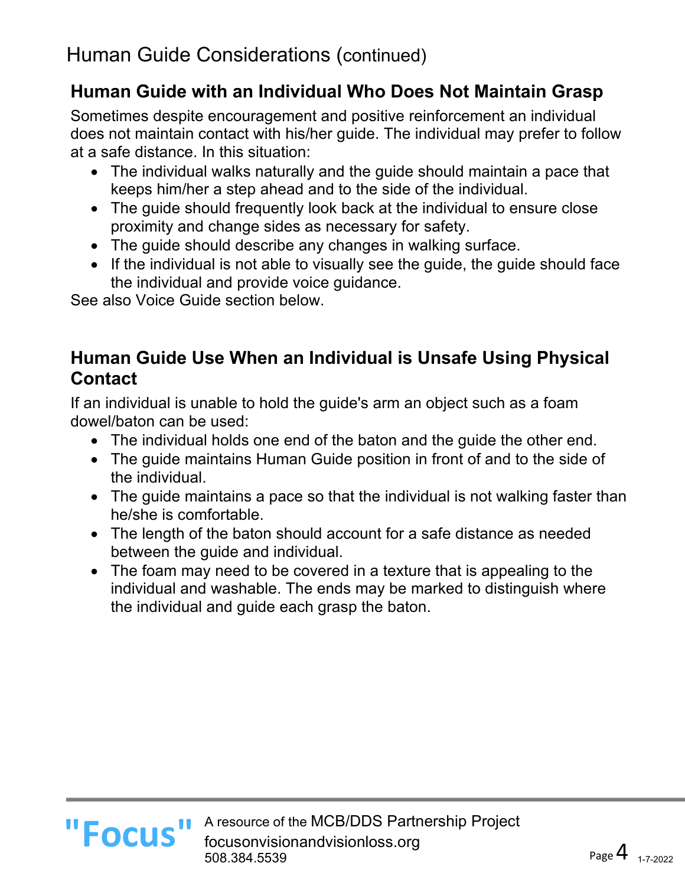# Human Guide Considerations (continued)

## Human Guide with an Individual Who Does Not Maintain Grasp

Sometimes despite encouragement and positive reinforcement an individual does not maintain contact with his/her guide. The individual may prefer to follow at a safe distance. In this situation:

- The individual walks naturally and the guide should maintain a pace that keeps him/her a step ahead and to the side of the individual.
- The guide should frequently look back at the individual to ensure close proximity and change sides as necessary for safety.
- The guide should describe any changes in walking surface.
- If the individual is not able to visually see the guide, the guide should face the individual and provide voice guidance.

See also Voice Guide section below.

## Human Guide Use When an Individual is Unsafe Using Physical Contact

If an individual is unable to hold the guide's arm an object such as a foam dowel/baton can be used:

- The individual holds one end of the baton and the guide the other end.
- The guide maintains Human Guide position in front of and to the side of the individual.
- The guide maintains a pace so that the individual is not walking faster than he/she is comfortable.
- The length of the baton should account for a safe distance as needed between the guide and individual.
- The foam may need to be covered in a texture that is appealing to the individual and washable. The ends may be marked to distinguish where the individual and guide each grasp the baton.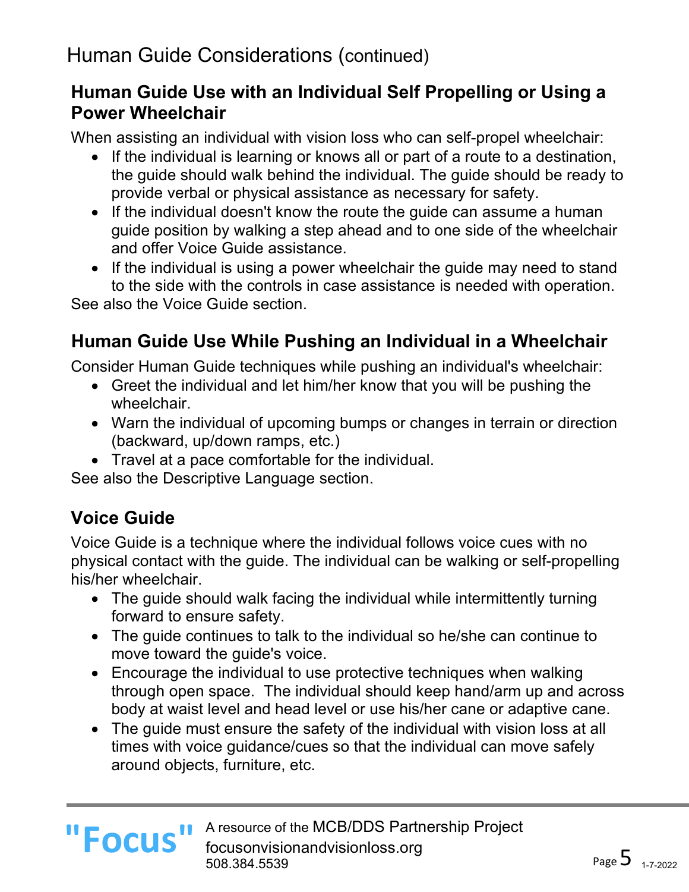# Human Guide Considerations (continued)

## Human Guide Use with an Individual Self Propelling or Using a Power Wheelchair

When assisting an individual with vision loss who can self-propel wheelchair:

- If the individual is learning or knows all or part of a route to a destination, the guide should walk behind the individual. The guide should be ready to provide verbal or physical assistance as necessary for safety.
- If the individual doesn't know the route the guide can assume a human guide position by walking a step ahead and to one side of the wheelchair and offer Voice Guide assistance.
- If the individual is using a power wheelchair the guide may need to stand to the side with the controls in case assistance is needed with operation.

See also the Voice Guide section.

## Human Guide Use While Pushing an Individual in a Wheelchair

Consider Human Guide techniques while pushing an individual's wheelchair:

- Greet the individual and let him/her know that you will be pushing the wheelchair.
- Warn the individual of upcoming bumps or changes in terrain or direction (backward, up/down ramps, etc.)
- Travel at a pace comfortable for the individual.

See also the Descriptive Language section.

## Voice Guide

Voice Guide is a technique where the individual follows voice cues with no physical contact with the guide. The individual can be walking or self-propelling his/her wheelchair.

- The guide should walk facing the individual while intermittently turning forward to ensure safety.
- The guide continues to talk to the individual so he/she can continue to move toward the guide's voice.
- Encourage the individual to use protective techniques when walking through open space. The individual should keep hand/arm up and across body at waist level and head level or use his/her cane or adaptive cane.
- The guide must ensure the safety of the individual with vision loss at all times with voice guidance/cues so that the individual can move safely around objects, furniture, etc.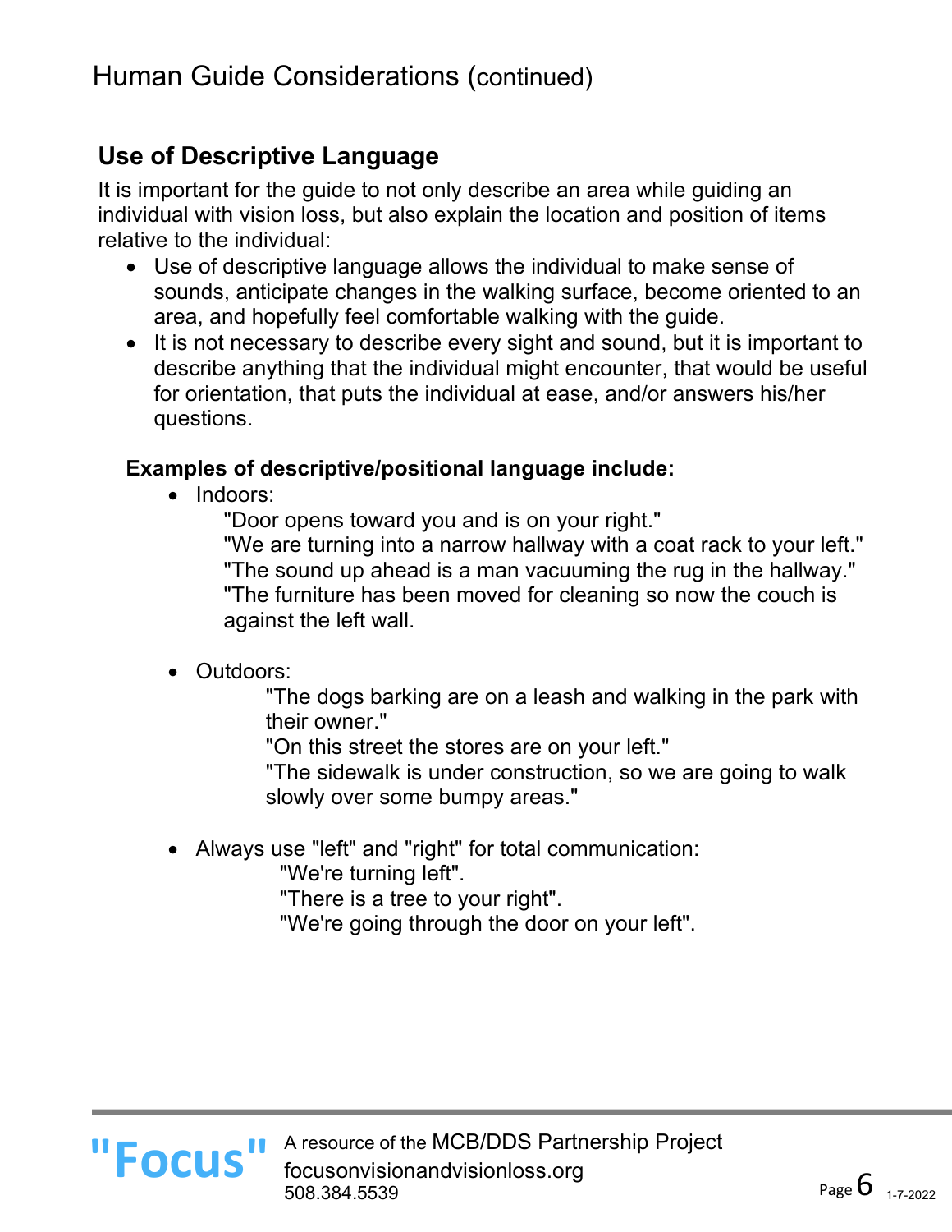# Human Guide Considerations (continued)

## Use of Descriptive Language

It is important for the guide to not only describe an area while guiding an individual with vision loss, but also explain the location and position of items relative to the individual:

- Use of descriptive language allows the individual to make sense of sounds, anticipate changes in the walking surface, become oriented to an area, and hopefully feel comfortable walking with the guide.
- It is not necessary to describe every sight and sound, but it is important to describe anything that the individual might encounter, that would be useful for orientation, that puts the individual at ease, and/or answers his/her questions.

**Examples of descriptive/positional language include:**

- Indoors:
  "Door opens toward you and is on your right."
  "We are turning into a narrow hallway with a coat rack to your left."
  "The sound up ahead is a man vacuuming the rug in the hallway."
  "The furniture has been moved for cleaning so now the couch is against the left wall.

- Outdoors:
  "The dogs barking are on a leash and walking in the park with their owner."
  "On this street the stores are on your left."
  "The sidewalk is under construction, so we are going to walk slowly over some bumpy areas."

- Always use "left" and "right" for total communication:
  "We're turning left".
  "There is a tree to your right".
  "We're going through the door on your left".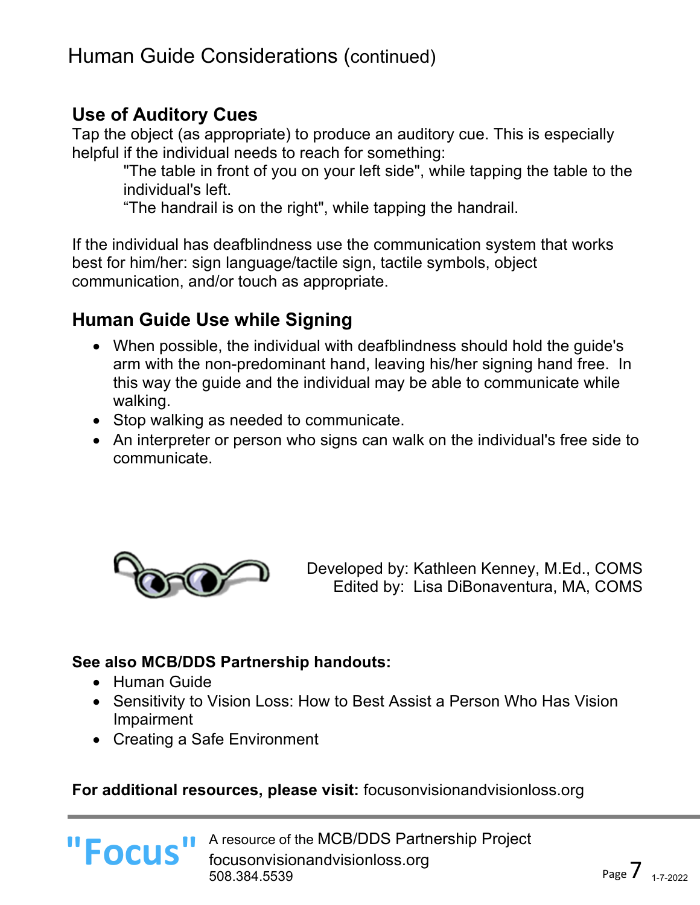# Human Guide Considerations (continued)

## Use of Auditory Cues

Tap the object (as appropriate) to produce an auditory cue. This is especially helpful if the individual needs to reach for something:

> "The table in front of you on your left side", while tapping the table to the individual's left.
>
> "The handrail is on the right", while tapping the handrail.

If the individual has deafblindness use the communication system that works best for him/her: sign language/tactile sign, tactile symbols, object communication, and/or touch as appropriate.

## Human Guide Use while Signing

- When possible, the individual with deafblindness should hold the guide's arm with the non-predominant hand, leaving his/her signing hand free. In this way the guide and the individual may be able to communicate while walking.
- Stop walking as needed to communicate.
- An interpreter or person who signs can walk on the individual's free side to communicate.

Developed by: Kathleen Kenney, M.Ed., COMS
Edited by: Lisa DiBonaventura, MA, COMS

**See also MCB/DDS Partnership handouts:**

- Human Guide
- Sensitivity to Vision Loss: How to Best Assist a Person Who Has Vision Impairment
- Creating a Safe Environment

**For additional resources, please visit:** focusonvisionandvisionloss.org